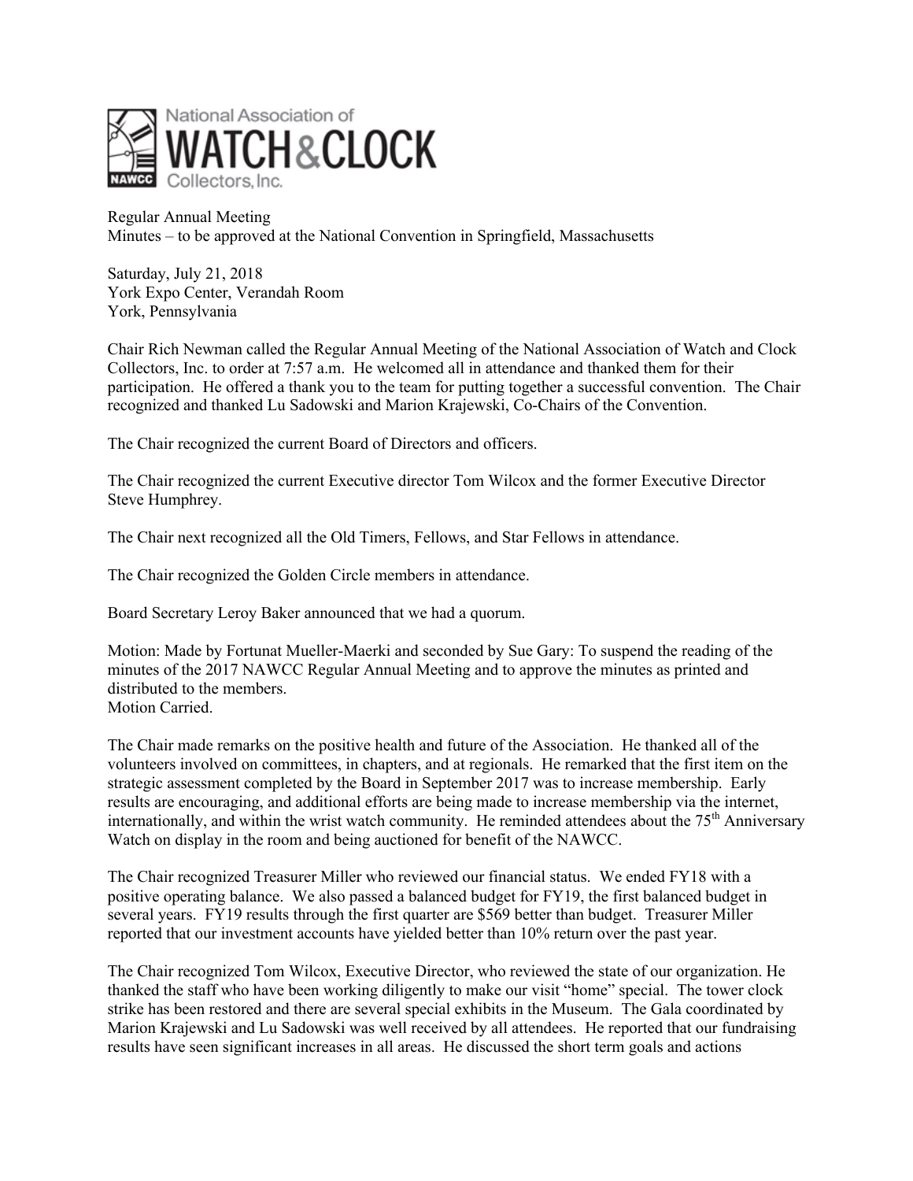National Association of WATCH & CLOCK Collectors, Inc.

Regular Annual Meeting
Minutes – to be approved at the National Convention in Springfield, Massachusetts

Saturday, July 21, 2018
York Expo Center, Verandah Room
York, Pennsylvania

Chair Rich Newman called the Regular Annual Meeting of the National Association of Watch and Clock Collectors, Inc. to order at 7:57 a.m. He welcomed all in attendance and thanked them for their participation. He offered a thank you to the team for putting together a successful convention. The Chair recognized and thanked Lu Sadowski and Marion Krajewski, Co-Chairs of the Convention.

The Chair recognized the current Board of Directors and officers.

The Chair recognized the current Executive director Tom Wilcox and the former Executive Director Steve Humphrey.

The Chair next recognized all the Old Timers, Fellows, and Star Fellows in attendance.

The Chair recognized the Golden Circle members in attendance.

Board Secretary Leroy Baker announced that we had a quorum.

Motion: Made by Fortunat Mueller-Maerki and seconded by Sue Gary: To suspend the reading of the minutes of the 2017 NAWCC Regular Annual Meeting and to approve the minutes as printed and distributed to the members.
Motion Carried.

The Chair made remarks on the positive health and future of the Association. He thanked all of the volunteers involved on committees, in chapters, and at regionals. He remarked that the first item on the strategic assessment completed by the Board in September 2017 was to increase membership. Early results are encouraging, and additional efforts are being made to increase membership via the internet, internationally, and within the wrist watch community. He reminded attendees about the 75th Anniversary Watch on display in the room and being auctioned for benefit of the NAWCC.

The Chair recognized Treasurer Miller who reviewed our financial status. We ended FY18 with a positive operating balance. We also passed a balanced budget for FY19, the first balanced budget in several years. FY19 results through the first quarter are $569 better than budget. Treasurer Miller reported that our investment accounts have yielded better than 10% return over the past year.

The Chair recognized Tom Wilcox, Executive Director, who reviewed the state of our organization. He thanked the staff who have been working diligently to make our visit "home" special. The tower clock strike has been restored and there are several special exhibits in the Museum. The Gala coordinated by Marion Krajewski and Lu Sadowski was well received by all attendees. He reported that our fundraising results have seen significant increases in all areas. He discussed the short term goals and actions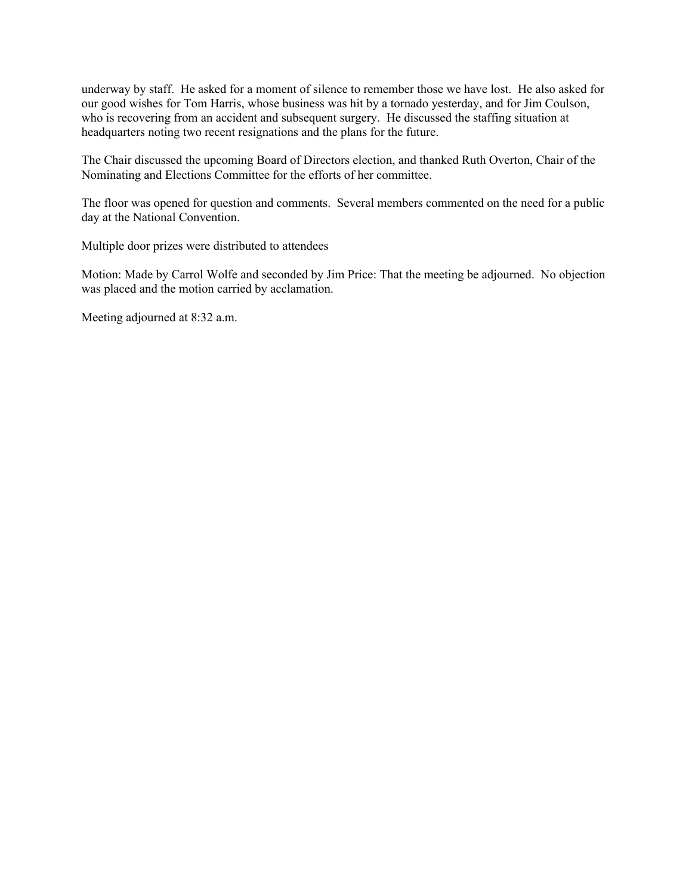underway by staff. He asked for a moment of silence to remember those we have lost. He also asked for our good wishes for Tom Harris, whose business was hit by a tornado yesterday, and for Jim Coulson, who is recovering from an accident and subsequent surgery. He discussed the staffing situation at headquarters noting two recent resignations and the plans for the future.

The Chair discussed the upcoming Board of Directors election, and thanked Ruth Overton, Chair of the Nominating and Elections Committee for the efforts of her committee.

The floor was opened for question and comments. Several members commented on the need for a public day at the National Convention.

Multiple door prizes were distributed to attendees

Motion: Made by Carrol Wolfe and seconded by Jim Price: That the meeting be adjourned. No objection was placed and the motion carried by acclamation.

Meeting adjourned at 8:32 a.m.